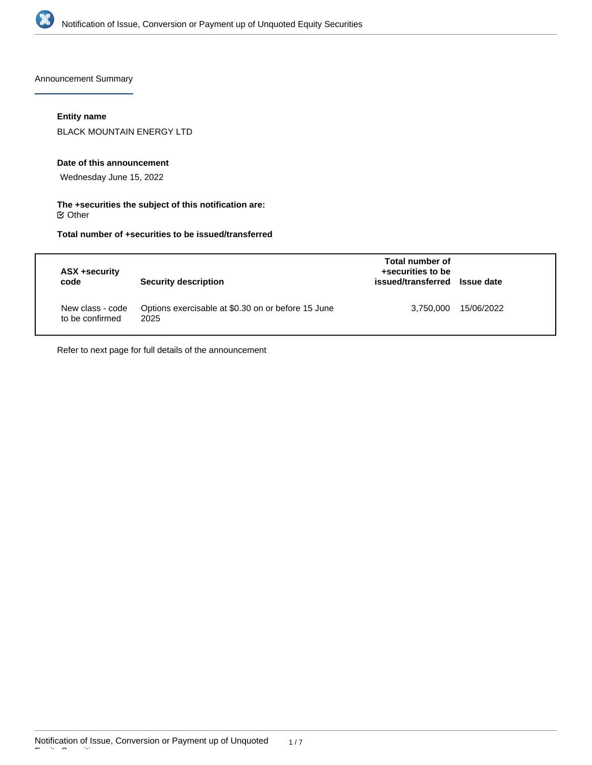Announcement Summary

**Entity name**

BLACK MOUNTAIN ENERGY LTD

**Date of this announcement**

Wednesday June 15, 2022

**The +securities the subject of this notification are:**

☑ Other

**Total number of +securities to be issued/transferred**

| ASX +security code | Security description | Total number of +securities to be issued/transferred | Issue date |
|---|---|---|---|
| New class - code to be confirmed | Options exercisable at $0.30 on or before 15 June 2025 | 3,750,000 | 15/06/2022 |

Refer to next page for full details of the announcement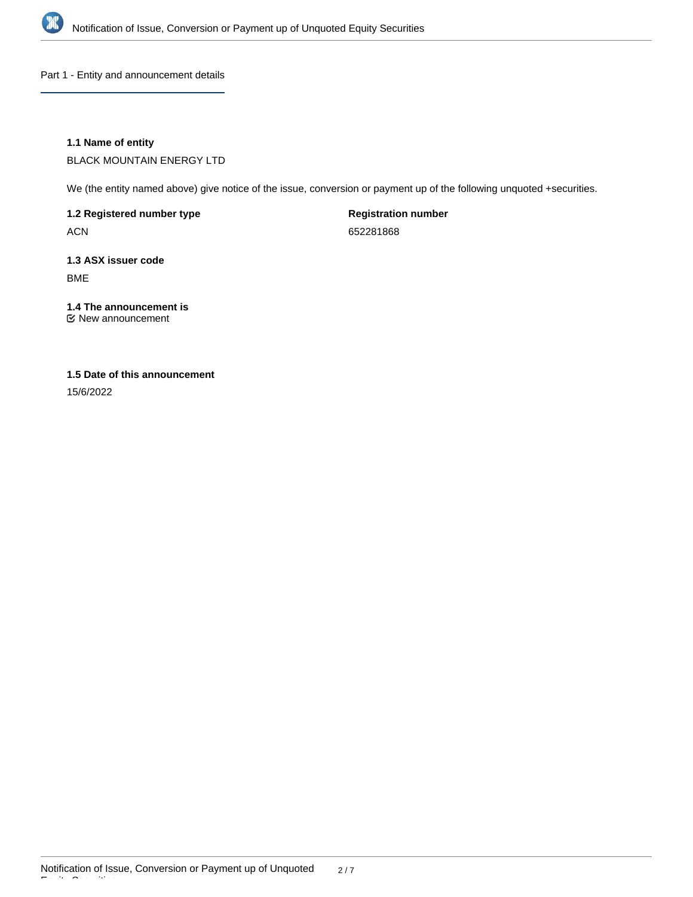## Part 1 - Entity and announcement details

### 1.1 Name of entity

BLACK MOUNTAIN ENERGY LTD

We (the entity named above) give notice of the issue, conversion or payment up of the following unquoted +securities.

**1.2 Registered number type**

ACN

**Registration number**

652281868

**1.3 ASX issuer code**

BME

**1.4 The announcement is**

☑ New announcement

**1.5 Date of this announcement**

15/6/2022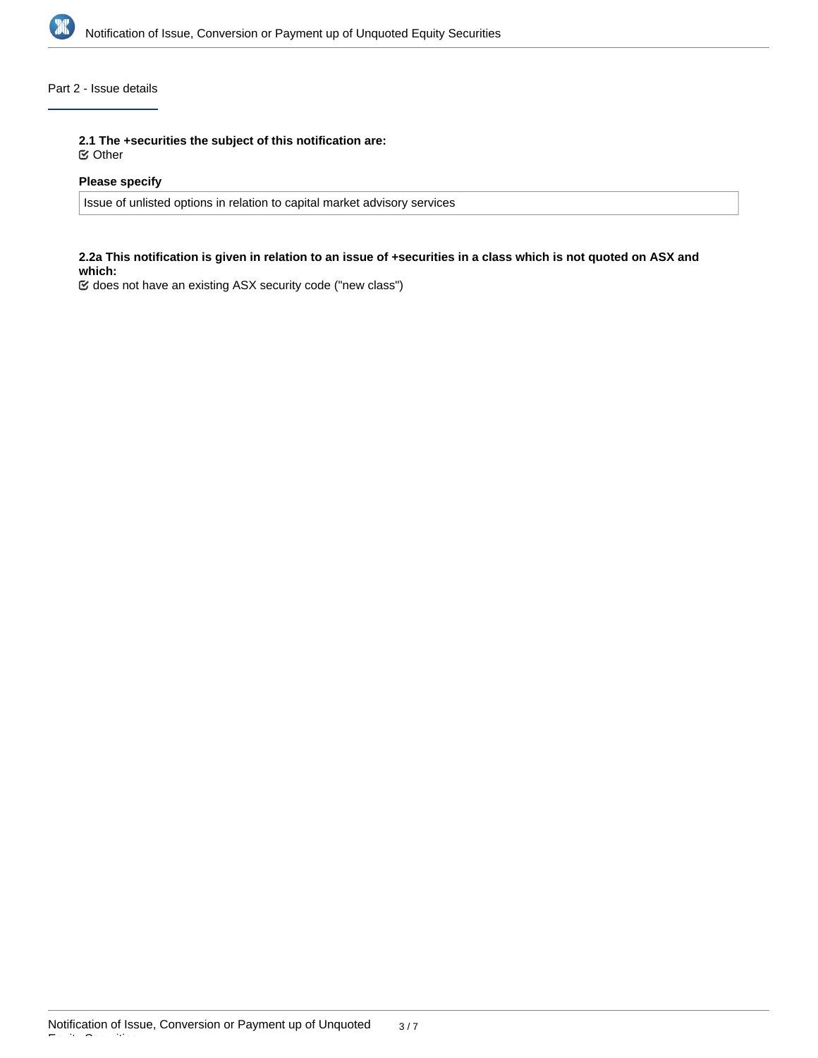## Part 2 - Issue details

**2.1 The +securities the subject of this notification are:**

☑ Other

**Please specify**

Issue of unlisted options in relation to capital market advisory services

**2.2a This notification is given in relation to an issue of +securities in a class which is not quoted on ASX and which:**

☑ does not have an existing ASX security code ("new class")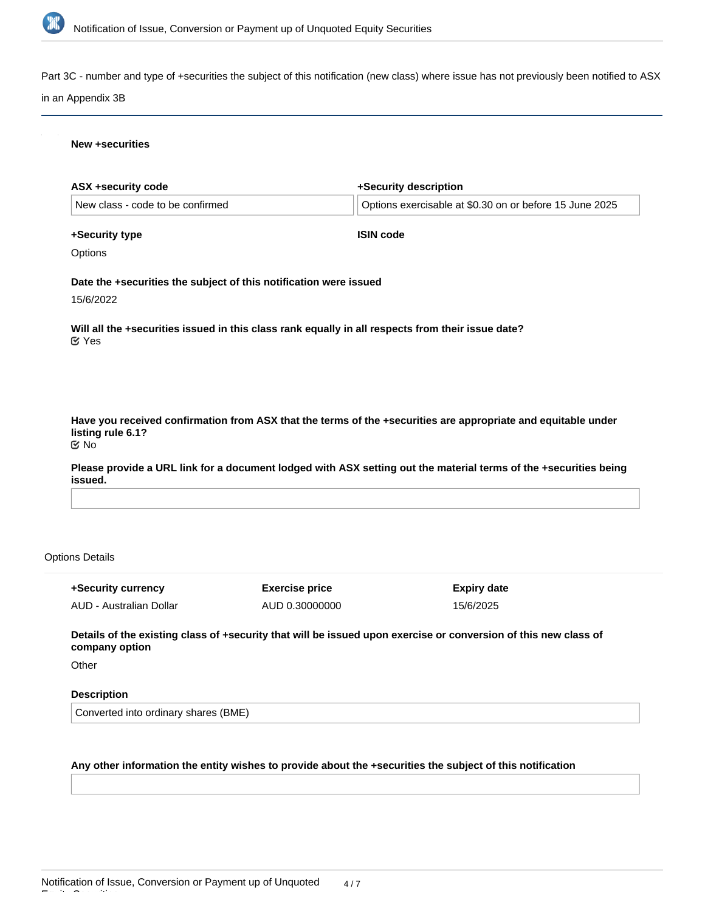Part 3C - number and type of +securities the subject of this notification (new class) where issue has not previously been notified to ASX in an Appendix 3B

**New +securities**

| ASX +security code | +Security description |
| --- | --- |
| New class - code to be confirmed | Options exercisable at $0.30 on or before 15 June 2025 |

**+Security type**

Options

**ISIN code**

**Date the +securities the subject of this notification were issued**

15/6/2022

**Will all the +securities issued in this class rank equally in all respects from their issue date?**

Yes

**Have you received confirmation from ASX that the terms of the +securities are appropriate and equitable under listing rule 6.1?**

No

**Please provide a URL link for a document lodged with ASX setting out the material terms of the +securities being issued.**

Options Details

| +Security currency | Exercise price | Expiry date |
| --- | --- | --- |
| AUD - Australian Dollar | AUD 0.30000000 | 15/6/2025 |

**Details of the existing class of +security that will be issued upon exercise or conversion of this new class of company option**

Other

**Description**

Converted into ordinary shares (BME)

**Any other information the entity wishes to provide about the +securities the subject of this notification**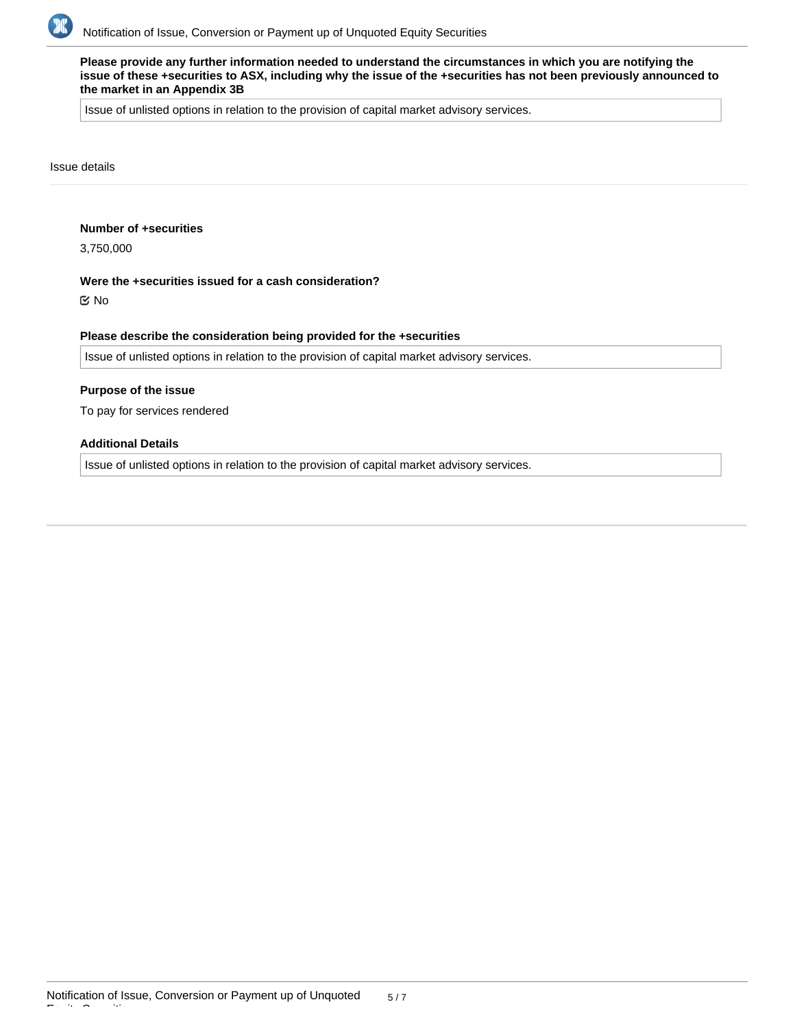**Please provide any further information needed to understand the circumstances in which you are notifying the issue of these +securities to ASX, including why the issue of the +securities has not been previously announced to the market in an Appendix 3B**

Issue of unlisted options in relation to the provision of capital market advisory services.

Issue details

**Number of +securities**

3,750,000

**Were the +securities issued for a cash consideration?**

☑ No

**Please describe the consideration being provided for the +securities**

Issue of unlisted options in relation to the provision of capital market advisory services.

**Purpose of the issue**

To pay for services rendered

**Additional Details**

Issue of unlisted options in relation to the provision of capital market advisory services.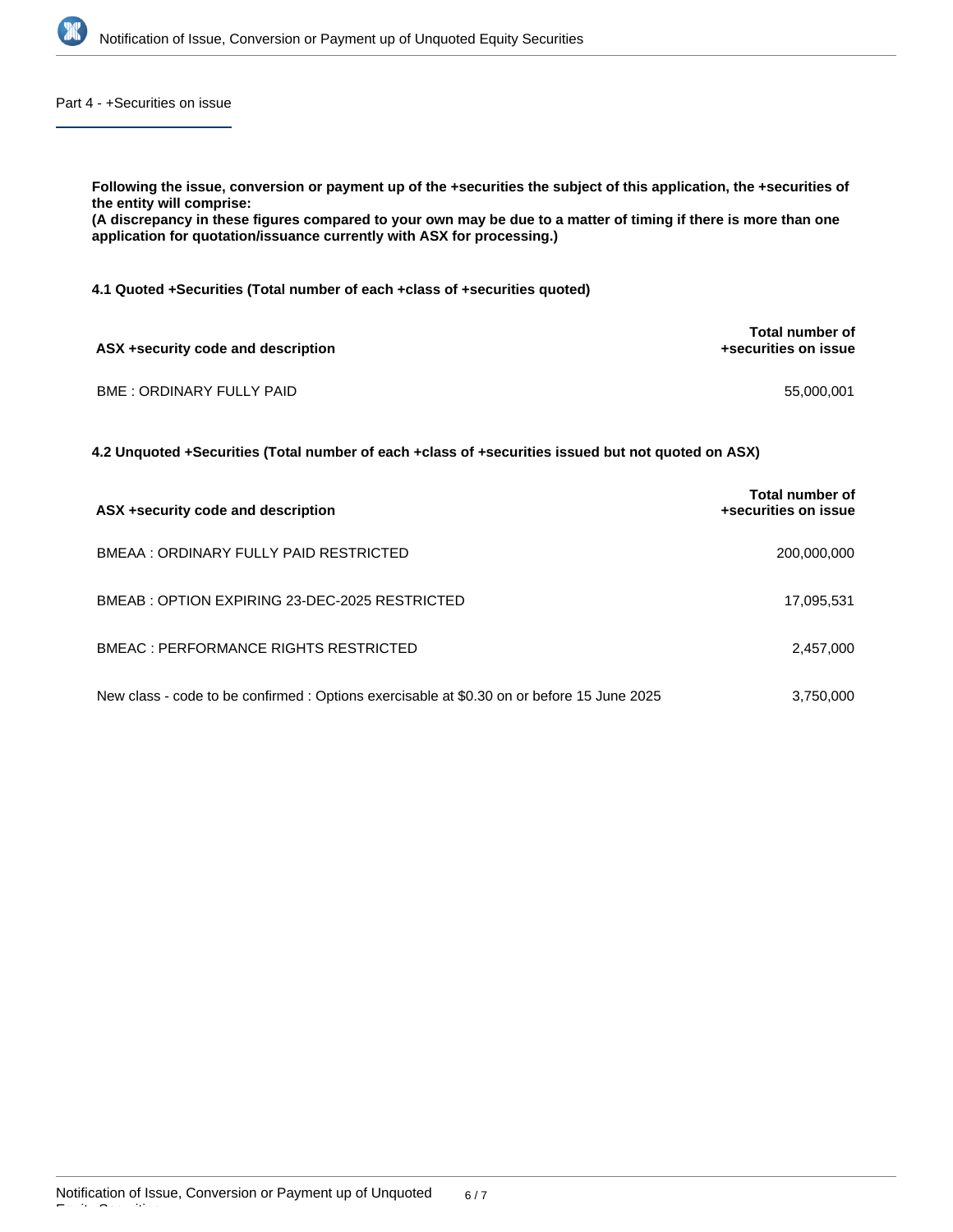## Part 4 - +Securities on issue

**Following the issue, conversion or payment up of the +securities the subject of this application, the +securities of the entity will comprise:**
**(A discrepancy in these figures compared to your own may be due to a matter of timing if there is more than one application for quotation/issuance currently with ASX for processing.)**

**4.1 Quoted +Securities (Total number of each +class of +securities quoted)**

| ASX +security code and description | Total number of +securities on issue |
|---|---|
| BME : ORDINARY FULLY PAID | 55,000,001 |

**4.2 Unquoted +Securities (Total number of each +class of +securities issued but not quoted on ASX)**

| ASX +security code and description | Total number of +securities on issue |
|---|---|
| BMEAA : ORDINARY FULLY PAID RESTRICTED | 200,000,000 |
| BMEAB : OPTION EXPIRING 23-DEC-2025 RESTRICTED | 17,095,531 |
| BMEAC : PERFORMANCE RIGHTS RESTRICTED | 2,457,000 |
| New class - code to be confirmed : Options exercisable at $0.30 on or before 15 June 2025 | 3,750,000 |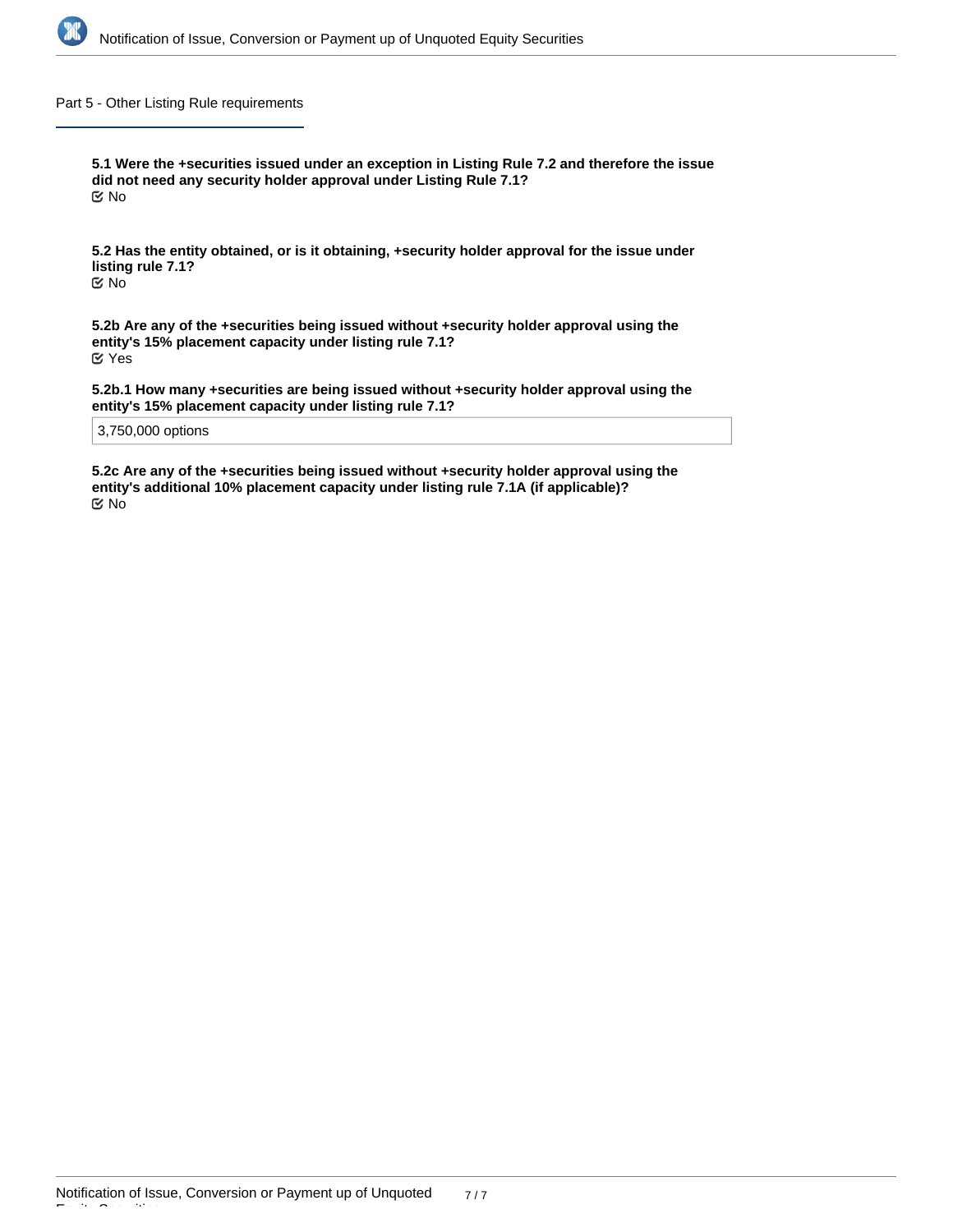## Part 5 - Other Listing Rule requirements

**5.1 Were the +securities issued under an exception in Listing Rule 7.2 and therefore the issue did not need any security holder approval under Listing Rule 7.1?**

No

**5.2 Has the entity obtained, or is it obtaining, +security holder approval for the issue under listing rule 7.1?**

No

**5.2b Are any of the +securities being issued without +security holder approval using the entity's 15% placement capacity under listing rule 7.1?**

Yes

**5.2b.1 How many +securities are being issued without +security holder approval using the entity's 15% placement capacity under listing rule 7.1?**

3,750,000 options

**5.2c Are any of the +securities being issued without +security holder approval using the entity's additional 10% placement capacity under listing rule 7.1A (if applicable)?**

No